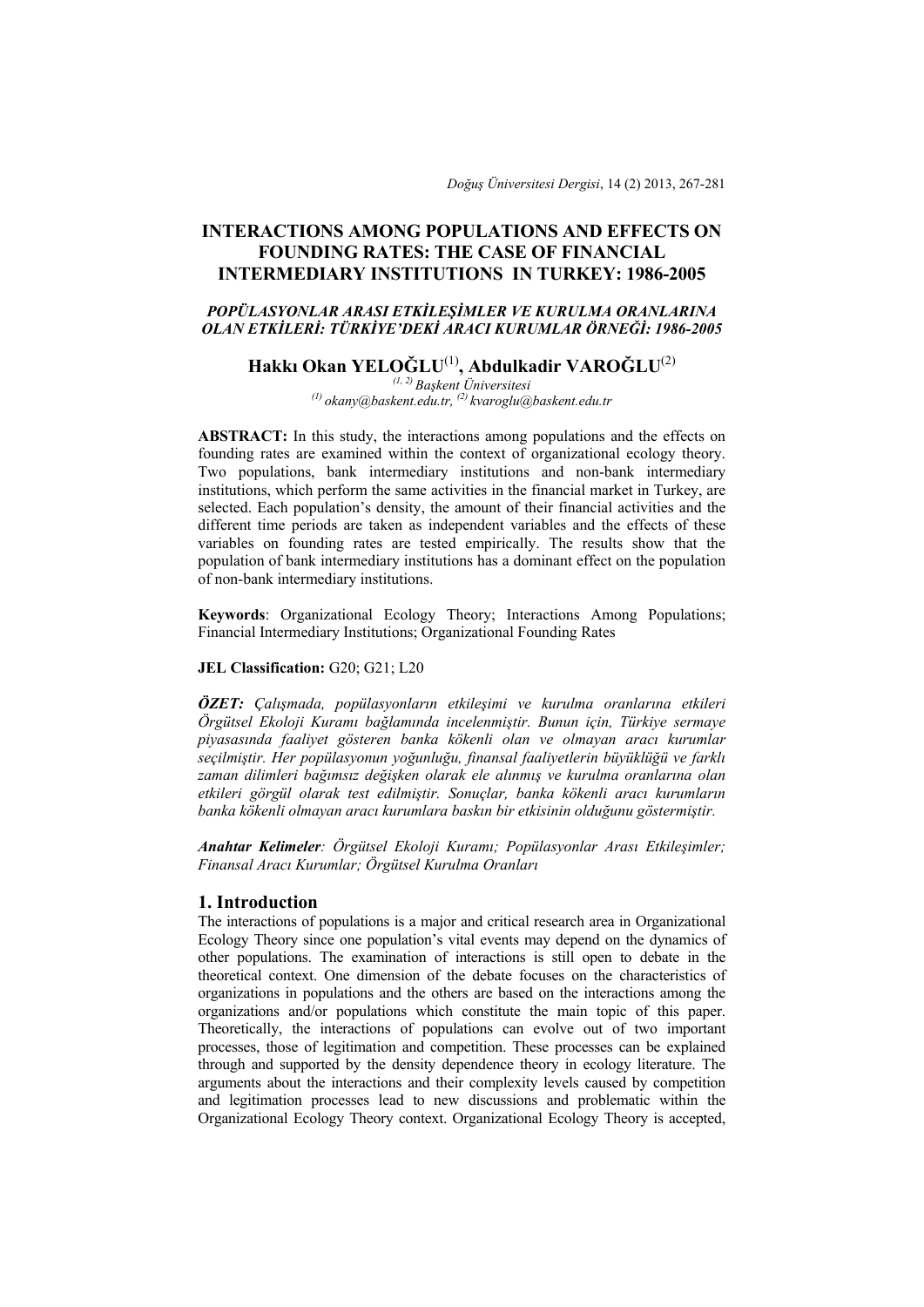# INTERACTIONS AMONG POPULATIONS AND EFFECTS ON FOUNDING RATES: THE CASE OF FINANCIAL INTERMEDIARY INSTITUTIONS IN TURKEY: 1986-2005

### *POPÜLASYONLAR ARASI ETKİLEŞİMLER VE KURULMA ORANLARINA OLAN ETKİLERİ: TÜRKİYE'DEKİ ARACI KURUMLAR ÖRNEĞİ: 1986-2005*

**Hakkı Okan YELOĞLU**[1], **Abdulkadir VAROĞLU**[2]

[1, 2] *Başkent Üniversitesi*
[1] *okany@baskent.edu.tr,* [2] *kvaroglu@baskent.edu.tr*

**ABSTRACT:** In this study, the interactions among populations and the effects on founding rates are examined within the context of organizational ecology theory. Two populations, bank intermediary institutions and non-bank intermediary institutions, which perform the same activities in the financial market in Turkey, are selected. Each population's density, the amount of their financial activities and the different time periods are taken as independent variables and the effects of these variables on founding rates are tested empirically. The results show that the population of bank intermediary institutions has a dominant effect on the population of non-bank intermediary institutions.

**Keywords**: Organizational Ecology Theory; Interactions Among Populations; Financial Intermediary Institutions; Organizational Founding Rates

**JEL Classification:** G20; G21; L20

***ÖZET:*** *Çalışmada, popülasyonların etkileşimi ve kurulma oranlarına etkileri Örgütsel Ekoloji Kuramı bağlamında incelenmiştir. Bunun için, Türkiye sermaye piyasasında faaliyet gösteren banka kökenli olan ve olmayan aracı kurumlar seçilmiştir. Her popülasyonun yoğunluğu, finansal faaliyetlerin büyüklüğü ve farklı zaman dilimleri bağımsız değişken olarak ele alınmış ve kurulma oranlarına olan etkileri görgül olarak test edilmiştir. Sonuçlar, banka kökenli aracı kurumların banka kökenli olmayan aracı kurumlara baskın bir etkisinin olduğunu göstermiştir.*

***Anahtar Kelimeler****: Örgütsel Ekoloji Kuramı; Popülasyonlar Arası Etkileşimler; Finansal Aracı Kurumlar; Örgütsel Kurulma Oranları*

## 1. Introduction

The interactions of populations is a major and critical research area in Organizational Ecology Theory since one population's vital events may depend on the dynamics of other populations. The examination of interactions is still open to debate in the theoretical context. One dimension of the debate focuses on the characteristics of organizations in populations and the others are based on the interactions among the organizations and/or populations which constitute the main topic of this paper. Theoretically, the interactions of populations can evolve out of two important processes, those of legitimation and competition. These processes can be explained through and supported by the density dependence theory in ecology literature. The arguments about the interactions and their complexity levels caused by competition and legitimation processes lead to new discussions and problematic within the Organizational Ecology Theory context. Organizational Ecology Theory is accepted,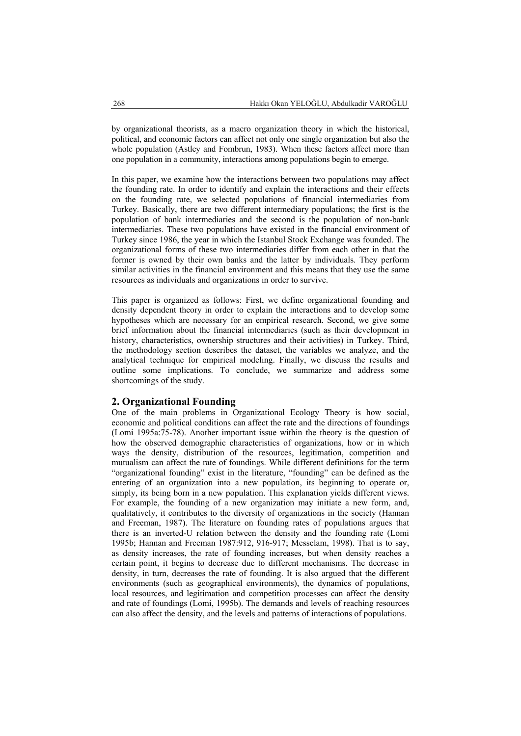by organizational theorists, as a macro organization theory in which the historical, political, and economic factors can affect not only one single organization but also the whole population (Astley and Fombrun, 1983). When these factors affect more than one population in a community, interactions among populations begin to emerge.

In this paper, we examine how the interactions between two populations may affect the founding rate. In order to identify and explain the interactions and their effects on the founding rate, we selected populations of financial intermediaries from Turkey. Basically, there are two different intermediary populations; the first is the population of bank intermediaries and the second is the population of non-bank intermediaries. These two populations have existed in the financial environment of Turkey since 1986, the year in which the Istanbul Stock Exchange was founded. The organizational forms of these two intermediaries differ from each other in that the former is owned by their own banks and the latter by individuals. They perform similar activities in the financial environment and this means that they use the same resources as individuals and organizations in order to survive.

This paper is organized as follows: First, we define organizational founding and density dependent theory in order to explain the interactions and to develop some hypotheses which are necessary for an empirical research. Second, we give some brief information about the financial intermediaries (such as their development in history, characteristics, ownership structures and their activities) in Turkey. Third, the methodology section describes the dataset, the variables we analyze, and the analytical technique for empirical modeling. Finally, we discuss the results and outline some implications. To conclude, we summarize and address some shortcomings of the study.

## 2. Organizational Founding

One of the main problems in Organizational Ecology Theory is how social, economic and political conditions can affect the rate and the directions of foundings (Lomi 1995a:75-78). Another important issue within the theory is the question of how the observed demographic characteristics of organizations, how or in which ways the density, distribution of the resources, legitimation, competition and mutualism can affect the rate of foundings. While different definitions for the term "organizational founding" exist in the literature, "founding" can be defined as the entering of an organization into a new population, its beginning to operate or, simply, its being born in a new population. This explanation yields different views. For example, the founding of a new organization may initiate a new form, and, qualitatively, it contributes to the diversity of organizations in the society (Hannan and Freeman, 1987). The literature on founding rates of populations argues that there is an inverted-U relation between the density and the founding rate (Lomi 1995b; Hannan and Freeman 1987:912, 916-917; Messelam, 1998). That is to say, as density increases, the rate of founding increases, but when density reaches a certain point, it begins to decrease due to different mechanisms. The decrease in density, in turn, decreases the rate of founding. It is also argued that the different environments (such as geographical environments), the dynamics of populations, local resources, and legitimation and competition processes can affect the density and rate of foundings (Lomi, 1995b). The demands and levels of reaching resources can also affect the density, and the levels and patterns of interactions of populations.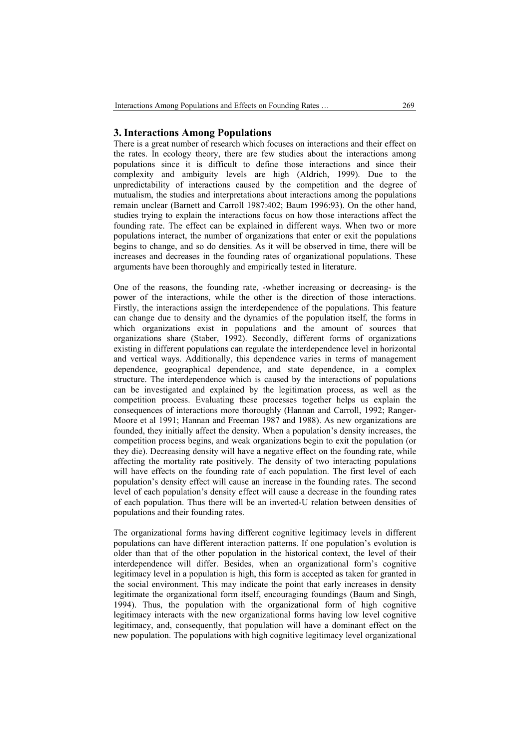## 3. Interactions Among Populations

There is a great number of research which focuses on interactions and their effect on the rates. In ecology theory, there are few studies about the interactions among populations since it is difficult to define those interactions and since their complexity and ambiguity levels are high (Aldrich, 1999). Due to the unpredictability of interactions caused by the competition and the degree of mutualism, the studies and interpretations about interactions among the populations remain unclear (Barnett and Carroll 1987:402; Baum 1996:93). On the other hand, studies trying to explain the interactions focus on how those interactions affect the founding rate. The effect can be explained in different ways. When two or more populations interact, the number of organizations that enter or exit the populations begins to change, and so do densities. As it will be observed in time, there will be increases and decreases in the founding rates of organizational populations. These arguments have been thoroughly and empirically tested in literature.

One of the reasons, the founding rate, -whether increasing or decreasing- is the power of the interactions, while the other is the direction of those interactions. Firstly, the interactions assign the interdependence of the populations. This feature can change due to density and the dynamics of the population itself, the forms in which organizations exist in populations and the amount of sources that organizations share (Staber, 1992). Secondly, different forms of organizations existing in different populations can regulate the interdependence level in horizontal and vertical ways. Additionally, this dependence varies in terms of management dependence, geographical dependence, and state dependence, in a complex structure. The interdependence which is caused by the interactions of populations can be investigated and explained by the legitimation process, as well as the competition process. Evaluating these processes together helps us explain the consequences of interactions more thoroughly (Hannan and Carroll, 1992; Ranger-Moore et al 1991; Hannan and Freeman 1987 and 1988). As new organizations are founded, they initially affect the density. When a population's density increases, the competition process begins, and weak organizations begin to exit the population (or they die). Decreasing density will have a negative effect on the founding rate, while affecting the mortality rate positively. The density of two interacting populations will have effects on the founding rate of each population. The first level of each population's density effect will cause an increase in the founding rates. The second level of each population's density effect will cause a decrease in the founding rates of each population. Thus there will be an inverted-U relation between densities of populations and their founding rates.

The organizational forms having different cognitive legitimacy levels in different populations can have different interaction patterns. If one population's evolution is older than that of the other population in the historical context, the level of their interdependence will differ. Besides, when an organizational form's cognitive legitimacy level in a population is high, this form is accepted as taken for granted in the social environment. This may indicate the point that early increases in density legitimate the organizational form itself, encouraging foundings (Baum and Singh, 1994). Thus, the population with the organizational form of high cognitive legitimacy interacts with the new organizational forms having low level cognitive legitimacy, and, consequently, that population will have a dominant effect on the new population. The populations with high cognitive legitimacy level organizational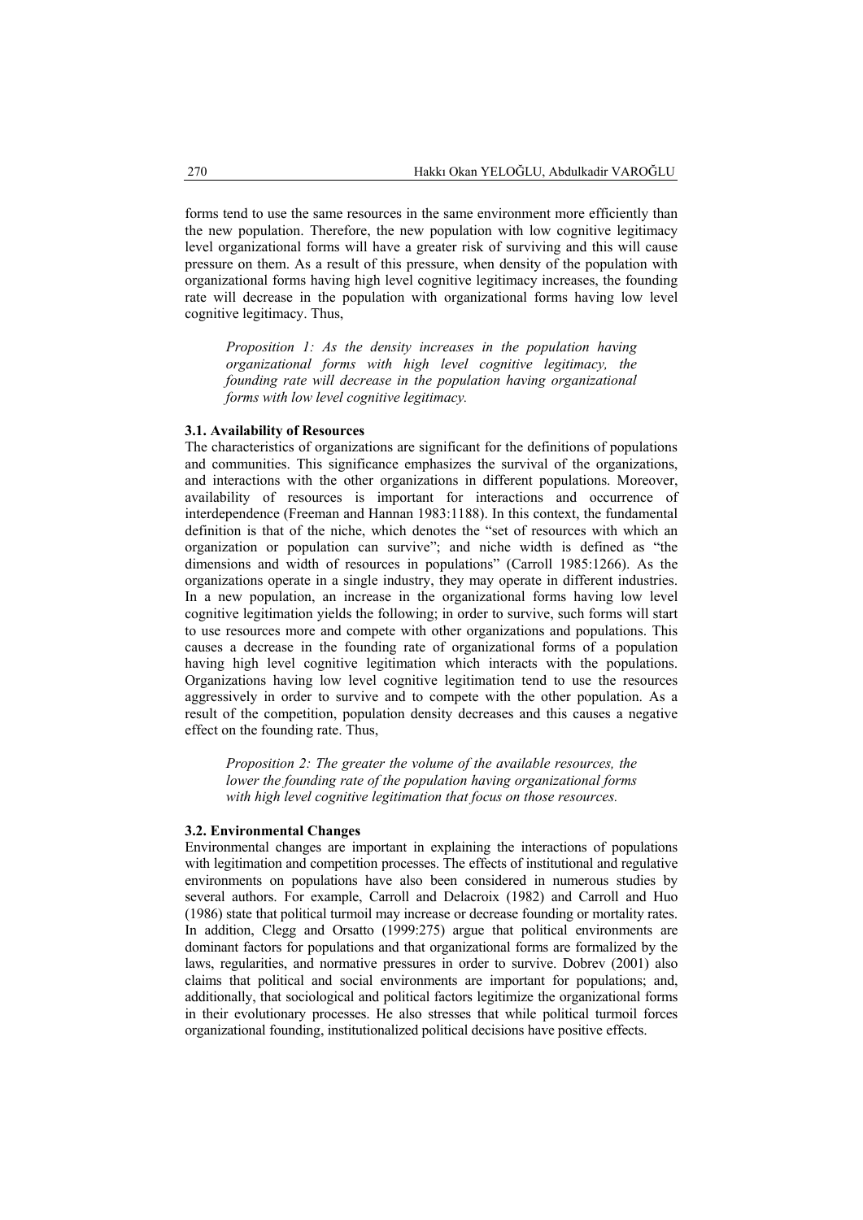forms tend to use the same resources in the same environment more efficiently than the new population. Therefore, the new population with low cognitive legitimacy level organizational forms will have a greater risk of surviving and this will cause pressure on them. As a result of this pressure, when density of the population with organizational forms having high level cognitive legitimacy increases, the founding rate will decrease in the population with organizational forms having low level cognitive legitimacy. Thus,

> *Proposition 1: As the density increases in the population having organizational forms with high level cognitive legitimacy, the founding rate will decrease in the population having organizational forms with low level cognitive legitimacy.*

### 3.1. Availability of Resources

The characteristics of organizations are significant for the definitions of populations and communities. This significance emphasizes the survival of the organizations, and interactions with the other organizations in different populations. Moreover, availability of resources is important for interactions and occurrence of interdependence (Freeman and Hannan 1983:1188). In this context, the fundamental definition is that of the niche, which denotes the "set of resources with which an organization or population can survive"; and niche width is defined as "the dimensions and width of resources in populations" (Carroll 1985:1266). As the organizations operate in a single industry, they may operate in different industries. In a new population, an increase in the organizational forms having low level cognitive legitimation yields the following; in order to survive, such forms will start to use resources more and compete with other organizations and populations. This causes a decrease in the founding rate of organizational forms of a population having high level cognitive legitimation which interacts with the populations. Organizations having low level cognitive legitimation tend to use the resources aggressively in order to survive and to compete with the other population. As a result of the competition, population density decreases and this causes a negative effect on the founding rate. Thus,

> *Proposition 2: The greater the volume of the available resources, the lower the founding rate of the population having organizational forms with high level cognitive legitimation that focus on those resources.*

### 3.2. Environmental Changes

Environmental changes are important in explaining the interactions of populations with legitimation and competition processes. The effects of institutional and regulative environments on populations have also been considered in numerous studies by several authors. For example, Carroll and Delacroix (1982) and Carroll and Huo (1986) state that political turmoil may increase or decrease founding or mortality rates. In addition, Clegg and Orsatto (1999:275) argue that political environments are dominant factors for populations and that organizational forms are formalized by the laws, regularities, and normative pressures in order to survive. Dobrev (2001) also claims that political and social environments are important for populations; and, additionally, that sociological and political factors legitimize the organizational forms in their evolutionary processes. He also stresses that while political turmoil forces organizational founding, institutionalized political decisions have positive effects.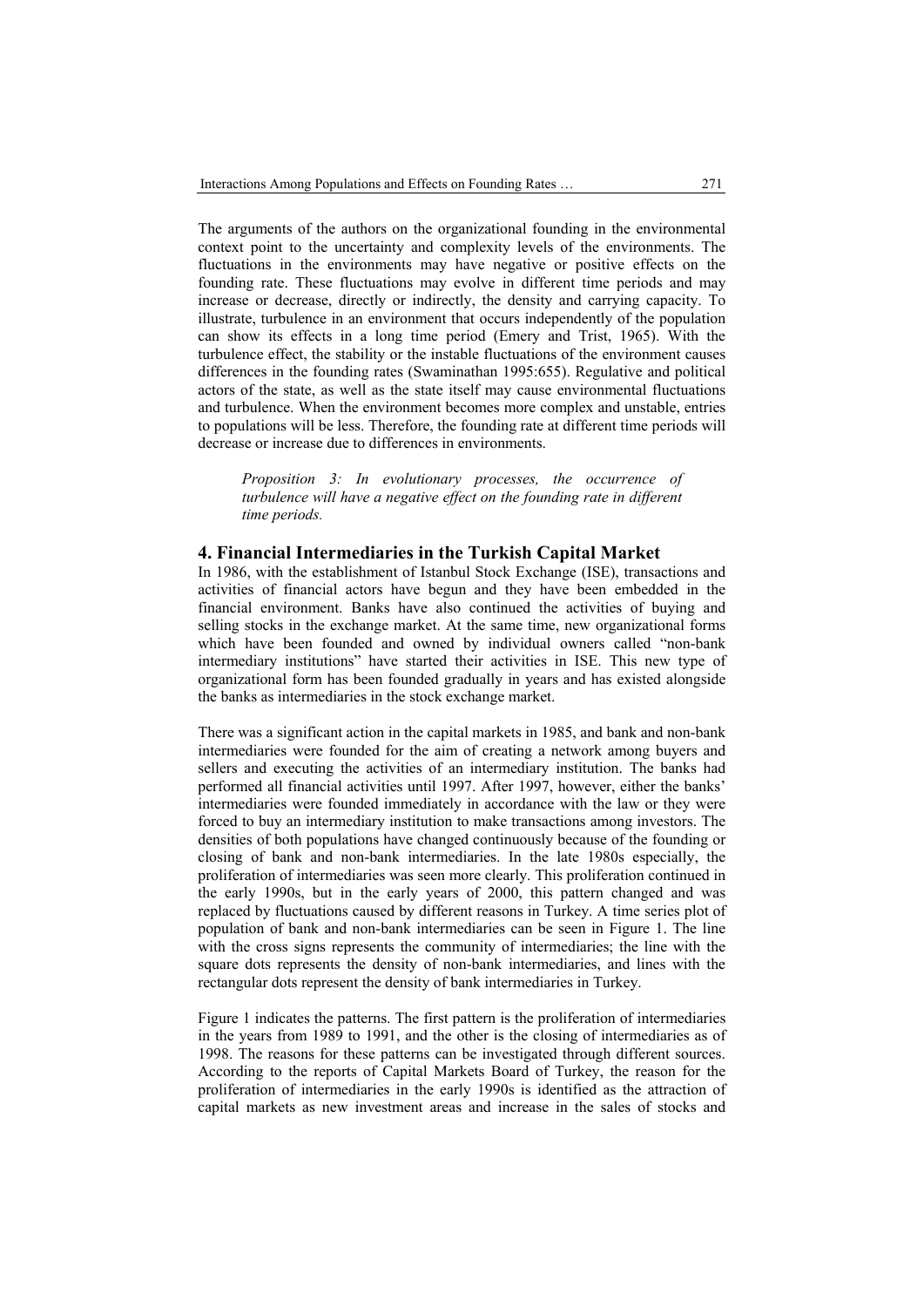The arguments of the authors on the organizational founding in the environmental context point to the uncertainty and complexity levels of the environments. The fluctuations in the environments may have negative or positive effects on the founding rate. These fluctuations may evolve in different time periods and may increase or decrease, directly or indirectly, the density and carrying capacity. To illustrate, turbulence in an environment that occurs independently of the population can show its effects in a long time period (Emery and Trist, 1965). With the turbulence effect, the stability or the instable fluctuations of the environment causes differences in the founding rates (Swaminathan 1995:655). Regulative and political actors of the state, as well as the state itself may cause environmental fluctuations and turbulence. When the environment becomes more complex and unstable, entries to populations will be less. Therefore, the founding rate at different time periods will decrease or increase due to differences in environments.

> *Proposition 3: In evolutionary processes, the occurrence of turbulence will have a negative effect on the founding rate in different time periods.*

## 4. Financial Intermediaries in the Turkish Capital Market

In 1986, with the establishment of Istanbul Stock Exchange (ISE), transactions and activities of financial actors have begun and they have been embedded in the financial environment. Banks have also continued the activities of buying and selling stocks in the exchange market. At the same time, new organizational forms which have been founded and owned by individual owners called "non-bank intermediary institutions" have started their activities in ISE. This new type of organizational form has been founded gradually in years and has existed alongside the banks as intermediaries in the stock exchange market.

There was a significant action in the capital markets in 1985, and bank and non-bank intermediaries were founded for the aim of creating a network among buyers and sellers and executing the activities of an intermediary institution. The banks had performed all financial activities until 1997. After 1997, however, either the banks' intermediaries were founded immediately in accordance with the law or they were forced to buy an intermediary institution to make transactions among investors. The densities of both populations have changed continuously because of the founding or closing of bank and non-bank intermediaries. In the late 1980s especially, the proliferation of intermediaries was seen more clearly. This proliferation continued in the early 1990s, but in the early years of 2000, this pattern changed and was replaced by fluctuations caused by different reasons in Turkey. A time series plot of population of bank and non-bank intermediaries can be seen in Figure 1. The line with the cross signs represents the community of intermediaries; the line with the square dots represents the density of non-bank intermediaries, and lines with the rectangular dots represent the density of bank intermediaries in Turkey.

Figure 1 indicates the patterns. The first pattern is the proliferation of intermediaries in the years from 1989 to 1991, and the other is the closing of intermediaries as of 1998. The reasons for these patterns can be investigated through different sources. According to the reports of Capital Markets Board of Turkey, the reason for the proliferation of intermediaries in the early 1990s is identified as the attraction of capital markets as new investment areas and increase in the sales of stocks and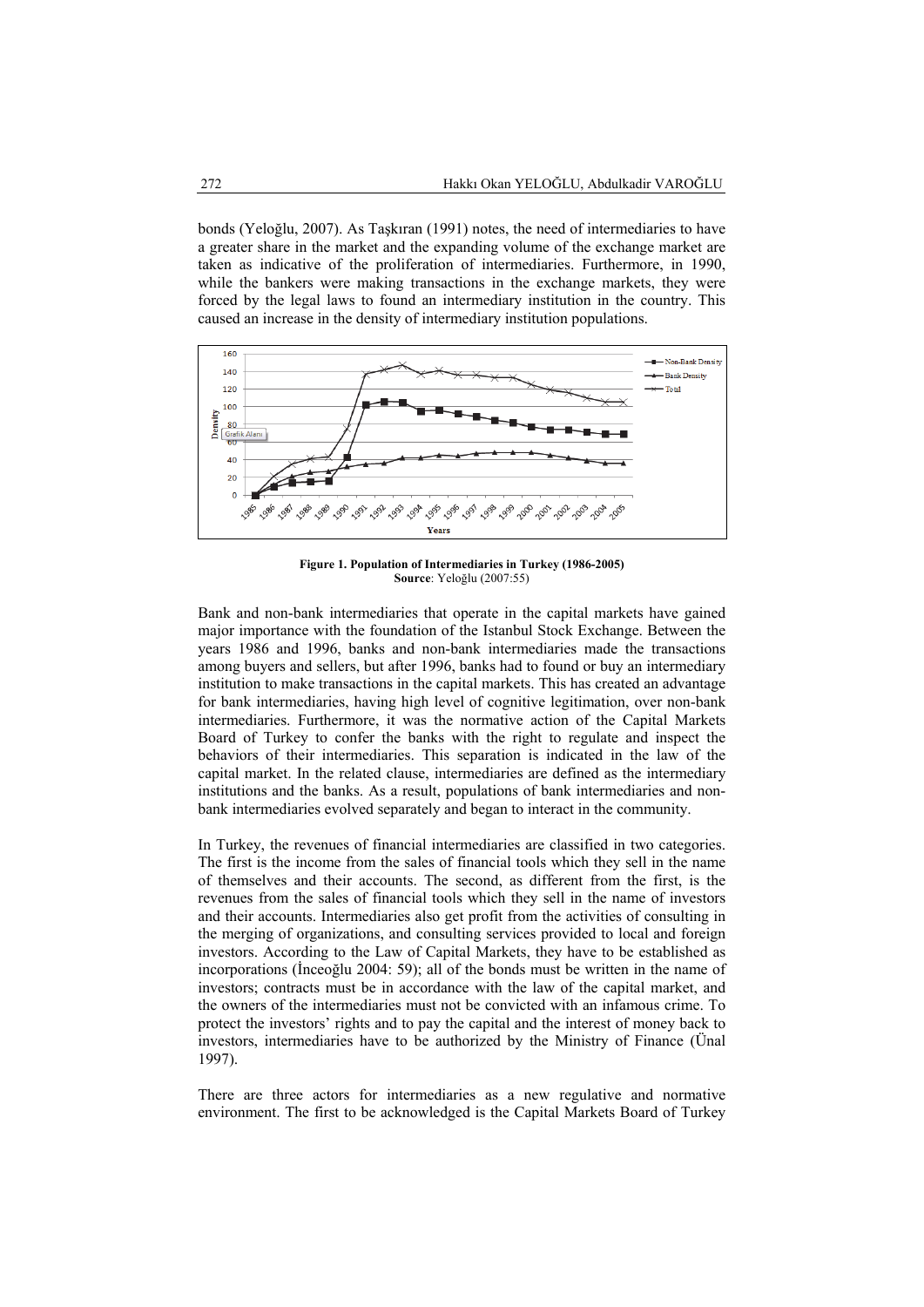bonds (Yeloğlu, 2007). As Taşkıran (1991) notes, the need of intermediaries to have a greater share in the market and the expanding volume of the exchange market are taken as indicative of the proliferation of intermediaries. Furthermore, in 1990, while the bankers were making transactions in the exchange markets, they were forced by the legal laws to found an intermediary institution in the country. This caused an increase in the density of intermediary institution populations.

**Figure 1. Population of Intermediaries in Turkey (1986-2005)**
**Source**: Yeloğlu (2007:55)

Bank and non-bank intermediaries that operate in the capital markets have gained major importance with the foundation of the Istanbul Stock Exchange. Between the years 1986 and 1996, banks and non-bank intermediaries made the transactions among buyers and sellers, but after 1996, banks had to found or buy an intermediary institution to make transactions in the capital markets. This has created an advantage for bank intermediaries, having high level of cognitive legitimation, over non-bank intermediaries. Furthermore, it was the normative action of the Capital Markets Board of Turkey to confer the banks with the right to regulate and inspect the behaviors of their intermediaries. This separation is indicated in the law of the capital market. In the related clause, intermediaries are defined as the intermediary institutions and the banks. As a result, populations of bank intermediaries and non-bank intermediaries evolved separately and began to interact in the community.

In Turkey, the revenues of financial intermediaries are classified in two categories. The first is the income from the sales of financial tools which they sell in the name of themselves and their accounts. The second, as different from the first, is the revenues from the sales of financial tools which they sell in the name of investors and their accounts. Intermediaries also get profit from the activities of consulting in the merging of organizations, and consulting services provided to local and foreign investors. According to the Law of Capital Markets, they have to be established as incorporations (İnceoğlu 2004: 59); all of the bonds must be written in the name of investors; contracts must be in accordance with the law of the capital market, and the owners of the intermediaries must not be convicted with an infamous crime. To protect the investors' rights and to pay the capital and the interest of money back to investors, intermediaries have to be authorized by the Ministry of Finance (Ünal 1997).

There are three actors for intermediaries as a new regulative and normative environment. The first to be acknowledged is the Capital Markets Board of Turkey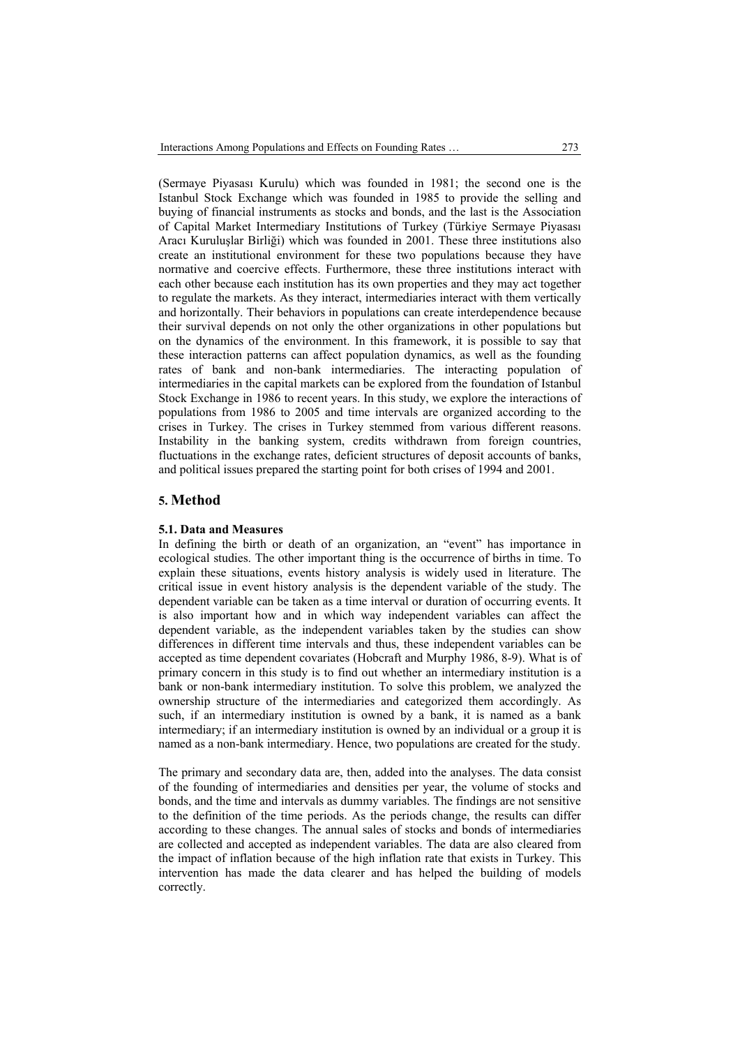(Sermaye Piyasası Kurulu) which was founded in 1981; the second one is the Istanbul Stock Exchange which was founded in 1985 to provide the selling and buying of financial instruments as stocks and bonds, and the last is the Association of Capital Market Intermediary Institutions of Turkey (Türkiye Sermaye Piyasası Aracı Kuruluşlar Birliği) which was founded in 2001. These three institutions also create an institutional environment for these two populations because they have normative and coercive effects. Furthermore, these three institutions interact with each other because each institution has its own properties and they may act together to regulate the markets. As they interact, intermediaries interact with them vertically and horizontally. Their behaviors in populations can create interdependence because their survival depends on not only the other organizations in other populations but on the dynamics of the environment. In this framework, it is possible to say that these interaction patterns can affect population dynamics, as well as the founding rates of bank and non-bank intermediaries. The interacting population of intermediaries in the capital markets can be explored from the foundation of Istanbul Stock Exchange in 1986 to recent years. In this study, we explore the interactions of populations from 1986 to 2005 and time intervals are organized according to the crises in Turkey. The crises in Turkey stemmed from various different reasons. Instability in the banking system, credits withdrawn from foreign countries, fluctuations in the exchange rates, deficient structures of deposit accounts of banks, and political issues prepared the starting point for both crises of 1994 and 2001.

## 5. Method

### 5.1. Data and Measures

In defining the birth or death of an organization, an "event" has importance in ecological studies. The other important thing is the occurrence of births in time. To explain these situations, events history analysis is widely used in literature. The critical issue in event history analysis is the dependent variable of the study. The dependent variable can be taken as a time interval or duration of occurring events. It is also important how and in which way independent variables can affect the dependent variable, as the independent variables taken by the studies can show differences in different time intervals and thus, these independent variables can be accepted as time dependent covariates (Hobcraft and Murphy 1986, 8-9). What is of primary concern in this study is to find out whether an intermediary institution is a bank or non-bank intermediary institution. To solve this problem, we analyzed the ownership structure of the intermediaries and categorized them accordingly. As such, if an intermediary institution is owned by a bank, it is named as a bank intermediary; if an intermediary institution is owned by an individual or a group it is named as a non-bank intermediary. Hence, two populations are created for the study.

The primary and secondary data are, then, added into the analyses. The data consist of the founding of intermediaries and densities per year, the volume of stocks and bonds, and the time and intervals as dummy variables. The findings are not sensitive to the definition of the time periods. As the periods change, the results can differ according to these changes. The annual sales of stocks and bonds of intermediaries are collected and accepted as independent variables. The data are also cleared from the impact of inflation because of the high inflation rate that exists in Turkey. This intervention has made the data clearer and has helped the building of models correctly.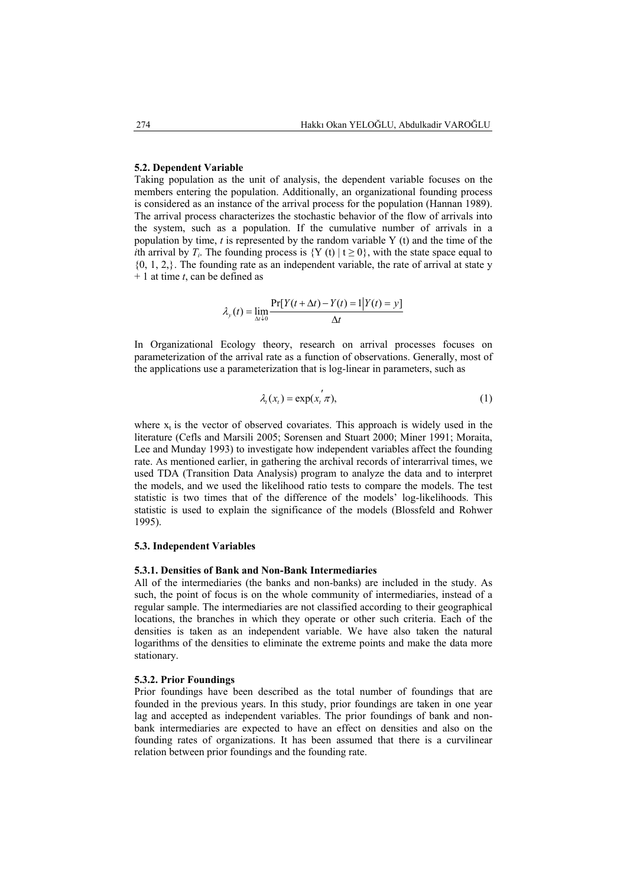### 5.2. Dependent Variable

Taking population as the unit of analysis, the dependent variable focuses on the members entering the population. Additionally, an organizational founding process is considered as an instance of the arrival process for the population (Hannan 1989). The arrival process characterizes the stochastic behavior of the flow of arrivals into the system, such as a population. If the cumulative number of arrivals in a population by time, $t$ is represented by the random variable Y (t) and the time of the $i$th arrival by $T_i$. The founding process is {Y (t) | t ≥ 0}, with the state space equal to {0, 1, 2,}. The founding rate as an independent variable, the rate of arrival at state y + 1 at time $t$, can be defined as

$$\lambda_y(t) = \lim_{\Delta t \downarrow 0} \frac{\Pr[Y(t+\Delta t) - Y(t) = 1 \mid Y(t) = y]}{\Delta t}$$

In Organizational Ecology theory, research on arrival processes focuses on parameterization of the arrival rate as a function of observations. Generally, most of the applications use a parameterization that is log-linear in parameters, such as

$$\lambda_t(x_t) = \exp(x_t{}' \pi), \tag{1}$$

where $x_t$ is the vector of observed covariates. This approach is widely used in the literature (Cefls and Marsili 2005; Sorensen and Stuart 2000; Miner 1991; Moraita, Lee and Munday 1993) to investigate how independent variables affect the founding rate. As mentioned earlier, in gathering the archival records of interarrival times, we used TDA (Transition Data Analysis) program to analyze the data and to interpret the models, and we used the likelihood ratio tests to compare the models. The test statistic is two times that of the difference of the models' log-likelihoods. This statistic is used to explain the significance of the models (Blossfeld and Rohwer 1995).

### 5.3. Independent Variables

#### 5.3.1. Densities of Bank and Non-Bank Intermediaries

All of the intermediaries (the banks and non-banks) are included in the study. As such, the point of focus is on the whole community of intermediaries, instead of a regular sample. The intermediaries are not classified according to their geographical locations, the branches in which they operate or other such criteria. Each of the densities is taken as an independent variable. We have also taken the natural logarithms of the densities to eliminate the extreme points and make the data more stationary.

#### 5.3.2. Prior Foundings

Prior foundings have been described as the total number of foundings that are founded in the previous years. In this study, prior foundings are taken in one year lag and accepted as independent variables. The prior foundings of bank and non-bank intermediaries are expected to have an effect on densities and also on the founding rates of organizations. It has been assumed that there is a curvilinear relation between prior foundings and the founding rate.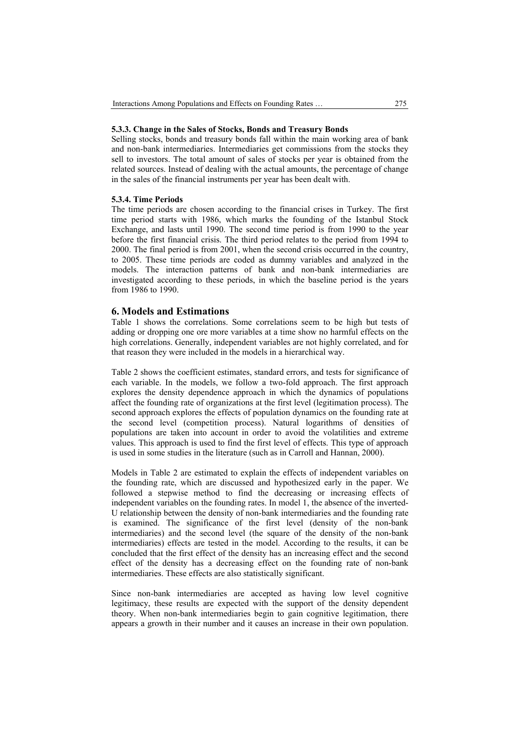#### 5.3.3. Change in the Sales of Stocks, Bonds and Treasury Bonds

Selling stocks, bonds and treasury bonds fall within the main working area of bank and non-bank intermediaries. Intermediaries get commissions from the stocks they sell to investors. The total amount of sales of stocks per year is obtained from the related sources. Instead of dealing with the actual amounts, the percentage of change in the sales of the financial instruments per year has been dealt with.

#### 5.3.4. Time Periods

The time periods are chosen according to the financial crises in Turkey. The first time period starts with 1986, which marks the founding of the Istanbul Stock Exchange, and lasts until 1990. The second time period is from 1990 to the year before the first financial crisis. The third period relates to the period from 1994 to 2000. The final period is from 2001, when the second crisis occurred in the country, to 2005. These time periods are coded as dummy variables and analyzed in the models. The interaction patterns of bank and non-bank intermediaries are investigated according to these periods, in which the baseline period is the years from 1986 to 1990.

## 6. Models and Estimations

Table 1 shows the correlations. Some correlations seem to be high but tests of adding or dropping one ore more variables at a time show no harmful effects on the high correlations. Generally, independent variables are not highly correlated, and for that reason they were included in the models in a hierarchical way.

Table 2 shows the coefficient estimates, standard errors, and tests for significance of each variable. In the models, we follow a two-fold approach. The first approach explores the density dependence approach in which the dynamics of populations affect the founding rate of organizations at the first level (legitimation process). The second approach explores the effects of population dynamics on the founding rate at the second level (competition process). Natural logarithms of densities of populations are taken into account in order to avoid the volatilities and extreme values. This approach is used to find the first level of effects. This type of approach is used in some studies in the literature (such as in Carroll and Hannan, 2000).

Models in Table 2 are estimated to explain the effects of independent variables on the founding rate, which are discussed and hypothesized early in the paper. We followed a stepwise method to find the decreasing or increasing effects of independent variables on the founding rates. In model 1, the absence of the inverted-U relationship between the density of non-bank intermediaries and the founding rate is examined. The significance of the first level (density of the non-bank intermediaries) and the second level (the square of the density of the non-bank intermediaries) effects are tested in the model. According to the results, it can be concluded that the first effect of the density has an increasing effect and the second effect of the density has a decreasing effect on the founding rate of non-bank intermediaries. These effects are also statistically significant.

Since non-bank intermediaries are accepted as having low level cognitive legitimacy, these results are expected with the support of the density dependent theory. When non-bank intermediaries begin to gain cognitive legitimation, there appears a growth in their number and it causes an increase in their own population.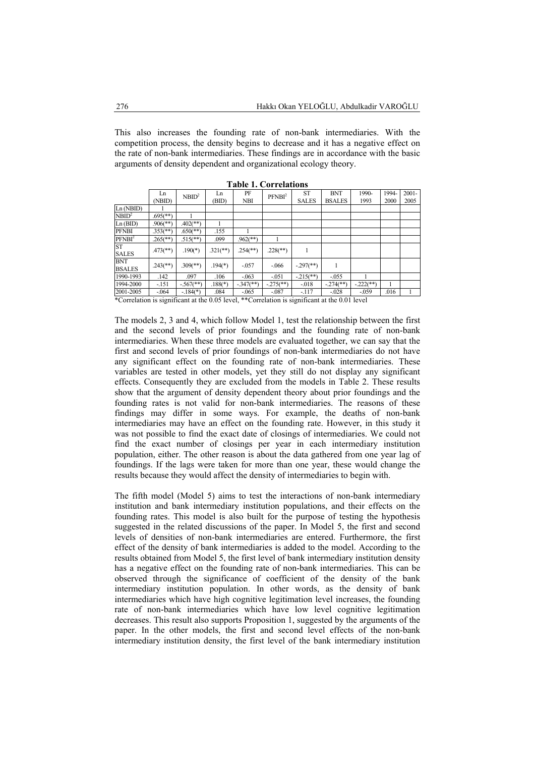This also increases the founding rate of non-bank intermediaries. With the competition process, the density begins to decrease and it has a negative effect on the rate of non-bank intermediaries. These findings are in accordance with the basic arguments of density dependent and organizational ecology theory.

**Table 1. Correlations**

| | Ln (NBID) | $NBID^2$ | Ln (BID) | PF NBI | $PFNBI^2$ | ST SALES | BNT BSALES | 1990-1993 | 1994-2000 | 2001-2005 |
|---|---|---|---|---|---|---|---|---|---|---|
| Ln (NBID) | 1 | | | | | | | | | |
| $NBID^2$ | .695(**) | 1 | | | | | | | | |
| Ln (BID) | .906(**) | .402(**) | 1 | | | | | | | |
| PFNBI | .353(**) | .650(**) | .155 | 1 | | | | | | |
| $PFNBI^2$ | .265(**) | .515(**) | .099 | .962(**) | 1 | | | | | |
| ST SALES | .473(**) | .190(*) | .321(**) | .254(**) | .228(**) | 1 | | | | |
| BNT BSALES | .243(**) | .309(**) | .194(*) | -.057 | -.066 | -.297(**) | 1 | | | |
| 1990-1993 | .142 | .097 | .106 | -.063 | -.051 | -.215(**) | -.055 | 1 | | |
| 1994-2000 | -.151 | -.567(**) | .188(*) | -.347(**) | -.275(**) | -.018 | -.274(**) | -.222(**) | 1 | |
| 2001-2005 | -.064 | -.184(*) | .084 | -.065 | -.087 | -.117 | -.028 | -.059 | .016 | 1 |

*Correlation is significant at the 0.05 level, **Correlation is significant at the 0.01 level

The models 2, 3 and 4, which follow Model 1, test the relationship between the first and the second levels of prior foundings and the founding rate of non-bank intermediaries. When these three models are evaluated together, we can say that the first and second levels of prior foundings of non-bank intermediaries do not have any significant effect on the founding rate of non-bank intermediaries. These variables are tested in other models, yet they still do not display any significant effects. Consequently they are excluded from the models in Table 2. These results show that the argument of density dependent theory about prior foundings and the founding rates is not valid for non-bank intermediaries. The reasons of these findings may differ in some ways. For example, the deaths of non-bank intermediaries may have an effect on the founding rate. However, in this study it was not possible to find the exact date of closings of intermediaries. We could not find the exact number of closings per year in each intermediary institution population, either. The other reason is about the data gathered from one year lag of foundings. If the lags were taken for more than one year, these would change the results because they would affect the density of intermediaries to begin with.

The fifth model (Model 5) aims to test the interactions of non-bank intermediary institution and bank intermediary institution populations, and their effects on the founding rates. This model is also built for the purpose of testing the hypothesis suggested in the related discussions of the paper. In Model 5, the first and second levels of densities of non-bank intermediaries are entered. Furthermore, the first effect of the density of bank intermediaries is added to the model. According to the results obtained from Model 5, the first level of bank intermediary institution density has a negative effect on the founding rate of non-bank intermediaries. This can be observed through the significance of coefficient of the density of the bank intermediary institution population. In other words, as the density of bank intermediaries which have high cognitive legitimation level increases, the founding rate of non-bank intermediaries which have low level cognitive legitimation decreases. This result also supports Proposition 1, suggested by the arguments of the paper. In the other models, the first and second level effects of the non-bank intermediary institution density, the first level of the bank intermediary institution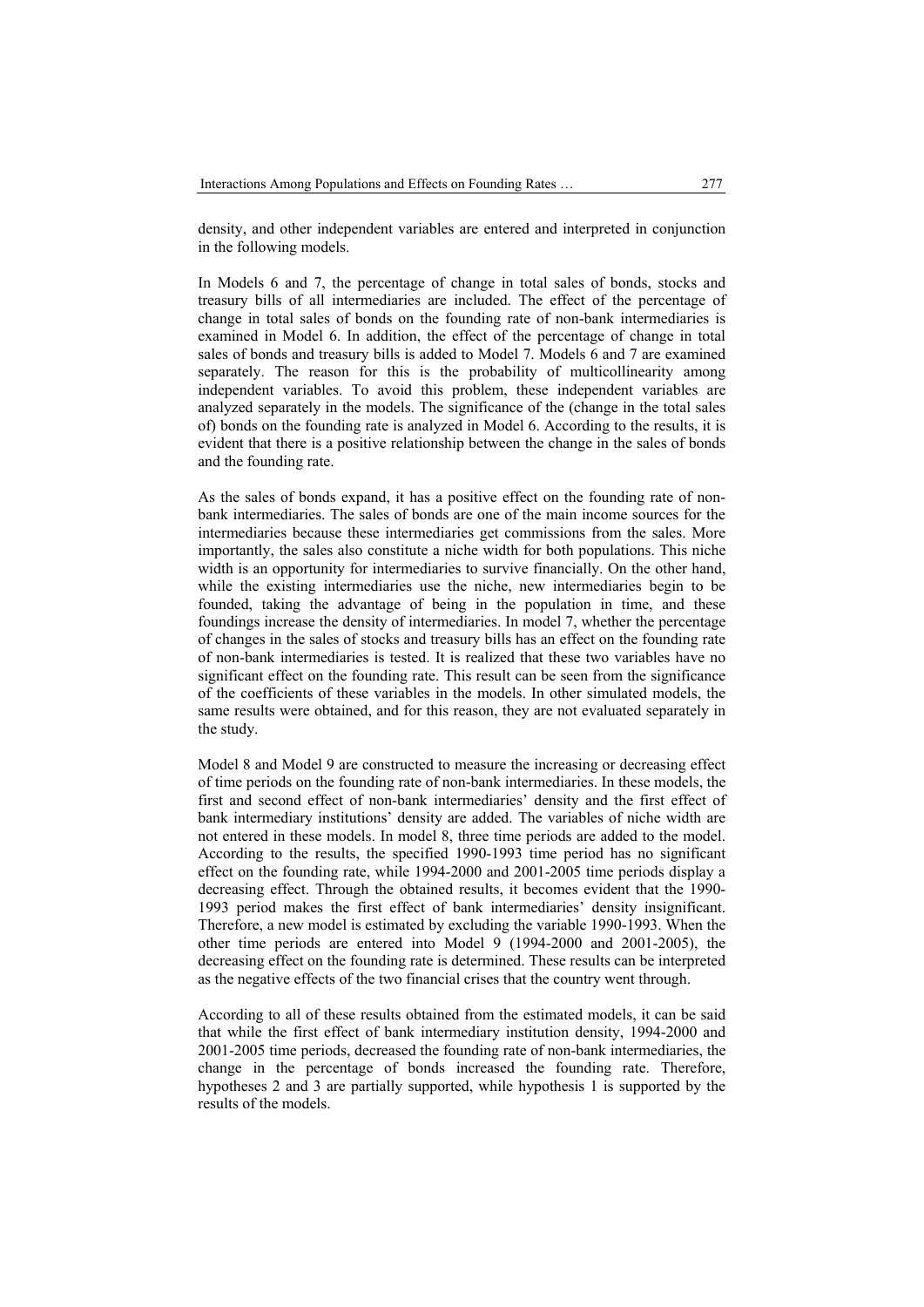density, and other independent variables are entered and interpreted in conjunction in the following models.

In Models 6 and 7, the percentage of change in total sales of bonds, stocks and treasury bills of all intermediaries are included. The effect of the percentage of change in total sales of bonds on the founding rate of non-bank intermediaries is examined in Model 6. In addition, the effect of the percentage of change in total sales of bonds and treasury bills is added to Model 7. Models 6 and 7 are examined separately. The reason for this is the probability of multicollinearity among independent variables. To avoid this problem, these independent variables are analyzed separately in the models. The significance of the (change in the total sales of) bonds on the founding rate is analyzed in Model 6. According to the results, it is evident that there is a positive relationship between the change in the sales of bonds and the founding rate.

As the sales of bonds expand, it has a positive effect on the founding rate of non-bank intermediaries. The sales of bonds are one of the main income sources for the intermediaries because these intermediaries get commissions from the sales. More importantly, the sales also constitute a niche width for both populations. This niche width is an opportunity for intermediaries to survive financially. On the other hand, while the existing intermediaries use the niche, new intermediaries begin to be founded, taking the advantage of being in the population in time, and these foundings increase the density of intermediaries. In model 7, whether the percentage of changes in the sales of stocks and treasury bills has an effect on the founding rate of non-bank intermediaries is tested. It is realized that these two variables have no significant effect on the founding rate. This result can be seen from the significance of the coefficients of these variables in the models. In other simulated models, the same results were obtained, and for this reason, they are not evaluated separately in the study.

Model 8 and Model 9 are constructed to measure the increasing or decreasing effect of time periods on the founding rate of non-bank intermediaries. In these models, the first and second effect of non-bank intermediaries' density and the first effect of bank intermediary institutions' density are added. The variables of niche width are not entered in these models. In model 8, three time periods are added to the model. According to the results, the specified 1990-1993 time period has no significant effect on the founding rate, while 1994-2000 and 2001-2005 time periods display a decreasing effect. Through the obtained results, it becomes evident that the 1990-1993 period makes the first effect of bank intermediaries' density insignificant. Therefore, a new model is estimated by excluding the variable 1990-1993. When the other time periods are entered into Model 9 (1994-2000 and 2001-2005), the decreasing effect on the founding rate is determined. These results can be interpreted as the negative effects of the two financial crises that the country went through.

According to all of these results obtained from the estimated models, it can be said that while the first effect of bank intermediary institution density, 1994-2000 and 2001-2005 time periods, decreased the founding rate of non-bank intermediaries, the change in the percentage of bonds increased the founding rate. Therefore, hypotheses 2 and 3 are partially supported, while hypothesis 1 is supported by the results of the models.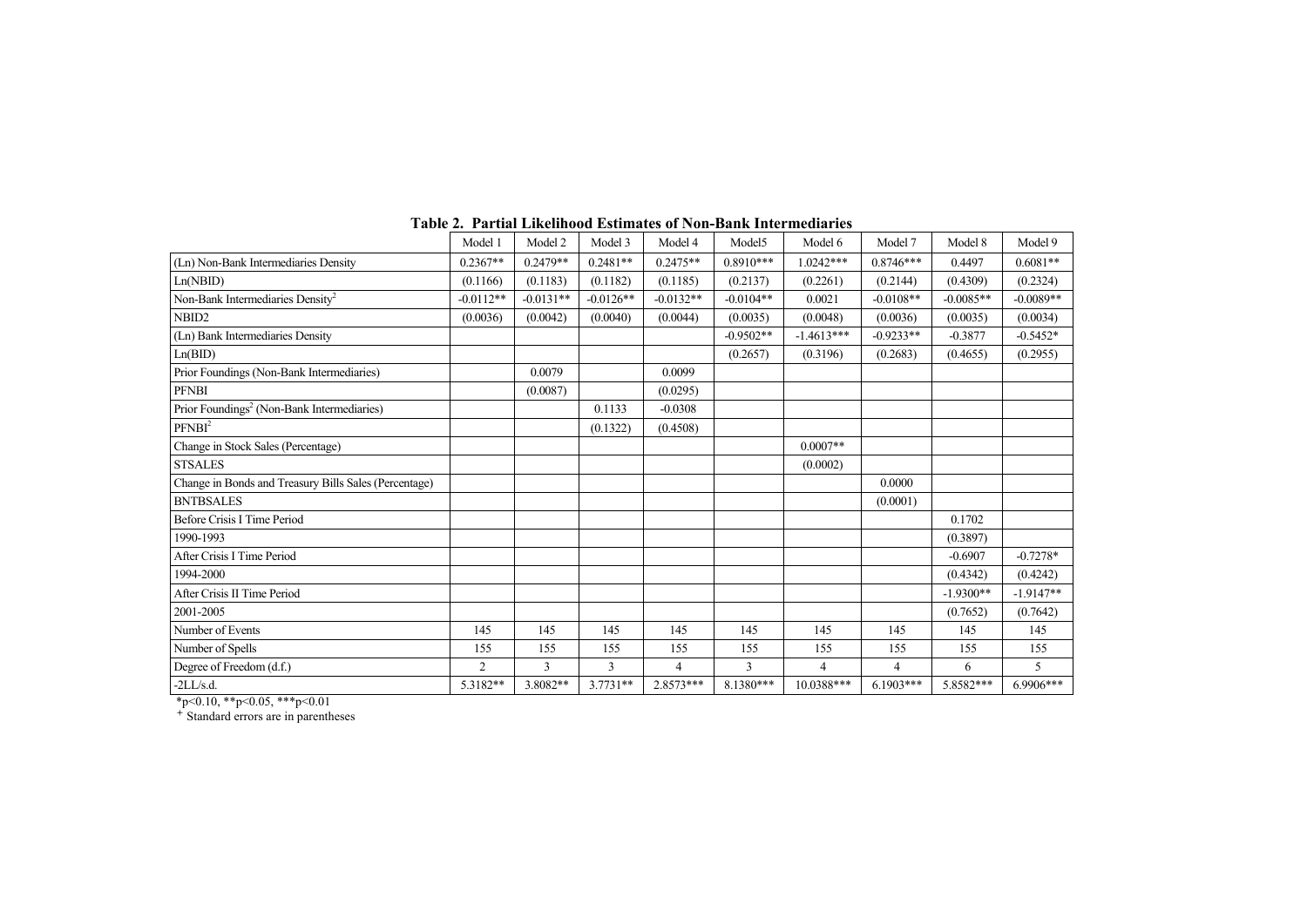**Table 2. Partial Likelihood Estimates of Non-Bank Intermediaries**

| | Model 1 | Model 2 | Model 3 | Model 4 | Model5 | Model 6 | Model 7 | Model 8 | Model 9 |
|---|---|---|---|---|---|---|---|---|---|
| (Ln) Non-Bank Intermediaries Density | 0.2367** | 0.2479** | 0.2481** | 0.2475** | 0.8910*** | 1.0242*** | 0.8746*** | 0.4497 | 0.6081** |
| Ln(NBID) | (0.1166) | (0.1183) | (0.1182) | (0.1185) | (0.2137) | (0.2261) | (0.2144) | (0.4309) | (0.2324) |
| Non-Bank Intermediaries Density$^2$ | -0.0112** | -0.0131** | -0.0126** | -0.0132** | -0.0104** | 0.0021 | -0.0108** | -0.0085** | -0.0089** |
| NBID2 | (0.0036) | (0.0042) | (0.0040) | (0.0044) | (0.0035) | (0.0048) | (0.0036) | (0.0035) | (0.0034) |
| (Ln) Bank Intermediaries Density | | | | | -0.9502** | -1.4613*** | -0.9233** | -0.3877 | -0.5452* |
| Ln(BID) | | | | | (0.2657) | (0.3196) | (0.2683) | (0.4655) | (0.2955) |
| Prior Foundings (Non-Bank Intermediaries) | | 0.0079 | | 0.0099 | | | | | |
| PFNBI | | (0.0087) | | (0.0295) | | | | | |
| Prior Foundings$^2$ (Non-Bank Intermediaries) | | | 0.1133 | -0.0308 | | | | | |
| PFNBI$^2$ | | | (0.1322) | (0.4508) | | | | | |
| Change in Stock Sales (Percentage) | | | | | | 0.0007** | | | |
| STSALES | | | | | | (0.0002) | | | |
| Change in Bonds and Treasury Bills Sales (Percentage) | | | | | | | 0.0000 | | |
| BNTBSALES | | | | | | | (0.0001) | | |
| Before Crisis I Time Period | | | | | | | | 0.1702 | |
| 1990-1993 | | | | | | | | (0.3897) | |
| After Crisis I Time Period | | | | | | | | -0.6907 | -0.7278* |
| 1994-2000 | | | | | | | | (0.4342) | (0.4242) |
| After Crisis II Time Period | | | | | | | | -1.9300** | -1.9147** |
| 2001-2005 | | | | | | | | (0.7652) | (0.7642) |
| Number of Events | 145 | 145 | 145 | 145 | 145 | 145 | 145 | 145 | 145 |
| Number of Spells | 155 | 155 | 155 | 155 | 155 | 155 | 155 | 155 | 155 |
| Degree of Freedom (d.f.) | 2 | 3 | 3 | 4 | 3 | 4 | 4 | 6 | 5 |
| -2LL/s.d. | 5.3182** | 3.8082** | 3.7731** | 2.8573*** | 8.1380*** | 10.0388*** | 6.1903*** | 5.8582*** | 6.9906*** |

*p<0.10, **p<0.05, ***p<0.01

$^+$ Standard errors are in parentheses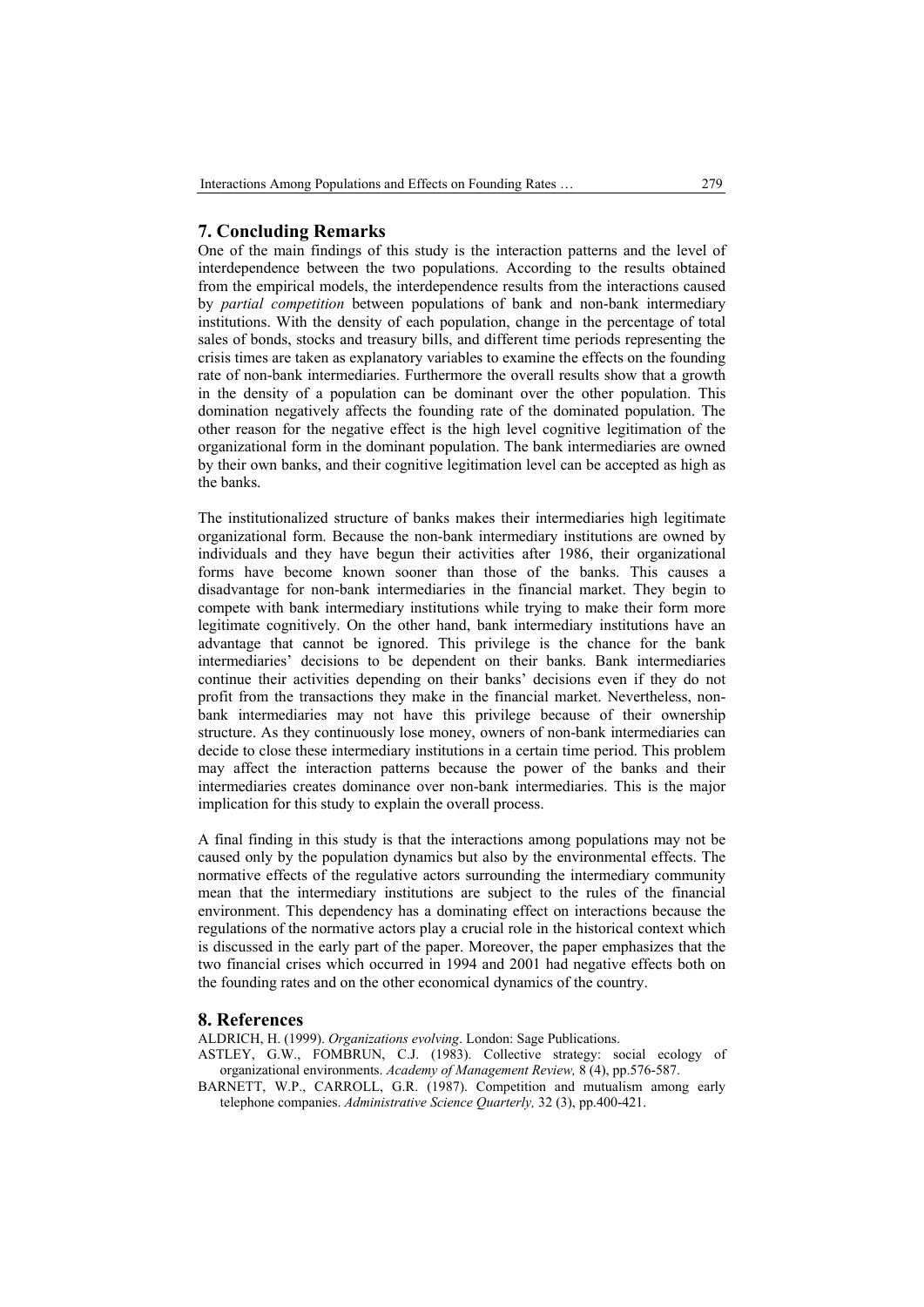## 7. Concluding Remarks

One of the main findings of this study is the interaction patterns and the level of interdependence between the two populations. According to the results obtained from the empirical models, the interdependence results from the interactions caused by *partial competition* between populations of bank and non-bank intermediary institutions. With the density of each population, change in the percentage of total sales of bonds, stocks and treasury bills, and different time periods representing the crisis times are taken as explanatory variables to examine the effects on the founding rate of non-bank intermediaries. Furthermore the overall results show that a growth in the density of a population can be dominant over the other population. This domination negatively affects the founding rate of the dominated population. The other reason for the negative effect is the high level cognitive legitimation of the organizational form in the dominant population. The bank intermediaries are owned by their own banks, and their cognitive legitimation level can be accepted as high as the banks.

The institutionalized structure of banks makes their intermediaries high legitimate organizational form. Because the non-bank intermediary institutions are owned by individuals and they have begun their activities after 1986, their organizational forms have become known sooner than those of the banks. This causes a disadvantage for non-bank intermediaries in the financial market. They begin to compete with bank intermediary institutions while trying to make their form more legitimate cognitively. On the other hand, bank intermediary institutions have an advantage that cannot be ignored. This privilege is the chance for the bank intermediaries' decisions to be dependent on their banks. Bank intermediaries continue their activities depending on their banks' decisions even if they do not profit from the transactions they make in the financial market. Nevertheless, non-bank intermediaries may not have this privilege because of their ownership structure. As they continuously lose money, owners of non-bank intermediaries can decide to close these intermediary institutions in a certain time period. This problem may affect the interaction patterns because the power of the banks and their intermediaries creates dominance over non-bank intermediaries. This is the major implication for this study to explain the overall process.

A final finding in this study is that the interactions among populations may not be caused only by the population dynamics but also by the environmental effects. The normative effects of the regulative actors surrounding the intermediary community mean that the intermediary institutions are subject to the rules of the financial environment. This dependency has a dominating effect on interactions because the regulations of the normative actors play a crucial role in the historical context which is discussed in the early part of the paper. Moreover, the paper emphasizes that the two financial crises which occurred in 1994 and 2001 had negative effects both on the founding rates and on the other economical dynamics of the country.

## 8. References

ALDRICH, H. (1999). *Organizations evolving*. London: Sage Publications.

ASTLEY, G.W., FOMBRUN, C.J. (1983). Collective strategy: social ecology of organizational environments. *Academy of Management Review,* 8 (4), pp.576-587.

BARNETT, W.P., CARROLL, G.R. (1987). Competition and mutualism among early telephone companies. *Administrative Science Quarterly,* 32 (3), pp.400-421.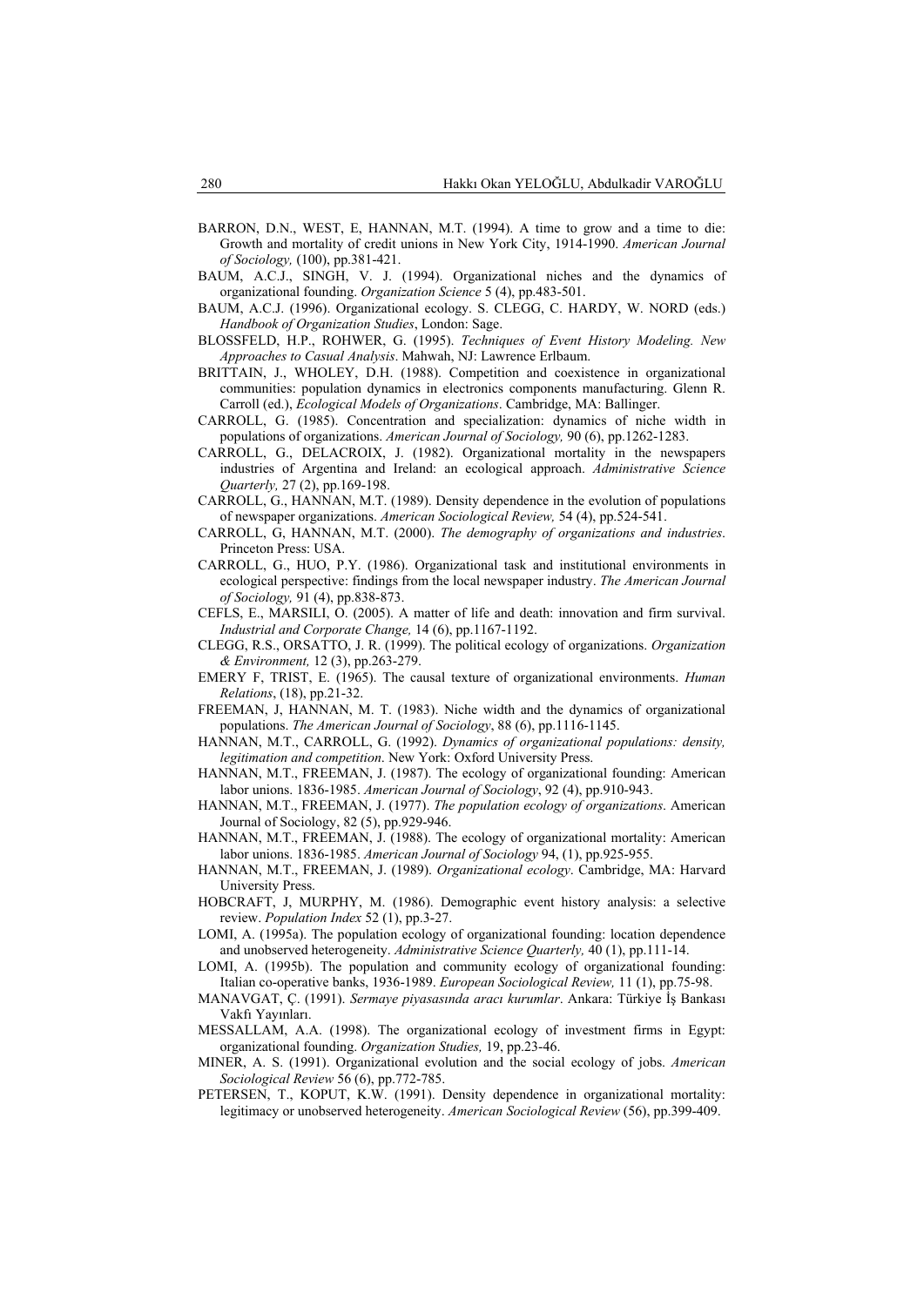BARRON, D.N., WEST, E, HANNAN, M.T. (1994). A time to grow and a time to die: Growth and mortality of credit unions in New York City, 1914-1990. *American Journal of Sociology,* (100), pp.381-421.

BAUM, A.C.J., SINGH, V. J. (1994). Organizational niches and the dynamics of organizational founding. *Organization Science* 5 (4), pp.483-501.

BAUM, A.C.J. (1996). Organizational ecology. S. CLEGG, C. HARDY, W. NORD (eds.) *Handbook of Organization Studies*, London: Sage.

BLOSSFELD, H.P., ROHWER, G. (1995). *Techniques of Event History Modeling. New Approaches to Casual Analysis*. Mahwah, NJ: Lawrence Erlbaum.

BRITTAIN, J., WHOLEY, D.H. (1988). Competition and coexistence in organizational communities: population dynamics in electronics components manufacturing. Glenn R. Carroll (ed.), *Ecological Models of Organizations*. Cambridge, MA: Ballinger.

CARROLL, G. (1985). Concentration and specialization: dynamics of niche width in populations of organizations. *American Journal of Sociology,* 90 (6), pp.1262-1283.

CARROLL, G., DELACROIX, J. (1982). Organizational mortality in the newspapers industries of Argentina and Ireland: an ecological approach. *Administrative Science Quarterly,* 27 (2), pp.169-198.

CARROLL, G., HANNAN, M.T. (1989). Density dependence in the evolution of populations of newspaper organizations. *American Sociological Review,* 54 (4), pp.524-541.

CARROLL, G, HANNAN, M.T. (2000). *The demography of organizations and industries*. Princeton Press: USA.

CARROLL, G., HUO, P.Y. (1986). Organizational task and institutional environments in ecological perspective: findings from the local newspaper industry. *The American Journal of Sociology,* 91 (4), pp.838-873.

CEFLS, E., MARSILI, O. (2005). A matter of life and death: innovation and firm survival. *Industrial and Corporate Change,* 14 (6), pp.1167-1192.

CLEGG, R.S., ORSATTO, J. R. (1999). The political ecology of organizations. *Organization & Environment,* 12 (3), pp.263-279.

EMERY F, TRIST, E. (1965). The causal texture of organizational environments. *Human Relations*, (18), pp.21-32.

FREEMAN, J, HANNAN, M. T. (1983). Niche width and the dynamics of organizational populations. *The American Journal of Sociology*, 88 (6), pp.1116-1145.

HANNAN, M.T., CARROLL, G. (1992). *Dynamics of organizational populations: density, legitimation and competition*. New York: Oxford University Press.

HANNAN, M.T., FREEMAN, J. (1987). The ecology of organizational founding: American labor unions. 1836-1985. *American Journal of Sociology*, 92 (4), pp.910-943.

HANNAN, M.T., FREEMAN, J. (1977). *The population ecology of organizations*. American Journal of Sociology, 82 (5), pp.929-946.

HANNAN, M.T., FREEMAN, J. (1988). The ecology of organizational mortality: American labor unions. 1836-1985. *American Journal of Sociology* 94, (1), pp.925-955.

HANNAN, M.T., FREEMAN, J. (1989). *Organizational ecology*. Cambridge, MA: Harvard University Press.

HOBCRAFT, J, MURPHY, M. (1986). Demographic event history analysis: a selective review. *Population Index* 52 (1), pp.3-27.

LOMI, A. (1995a). The population ecology of organizational founding: location dependence and unobserved heterogeneity. *Administrative Science Quarterly,* 40 (1), pp.111-14.

LOMI, A. (1995b). The population and community ecology of organizational founding: Italian co-operative banks, 1936-1989. *European Sociological Review,* 11 (1), pp.75-98.

MANAVGAT, Ç. (1991). *Sermaye piyasasında aracı kurumlar*. Ankara: Türkiye İş Bankası Vakfı Yayınları.

MESSALLAM, A.A. (1998). The organizational ecology of investment firms in Egypt: organizational founding. *Organization Studies,* 19, pp.23-46.

MINER, A. S. (1991). Organizational evolution and the social ecology of jobs. *American Sociological Review* 56 (6), pp.772-785.

PETERSEN, T., KOPUT, K.W. (1991). Density dependence in organizational mortality: legitimacy or unobserved heterogeneity. *American Sociological Review* (56), pp.399-409.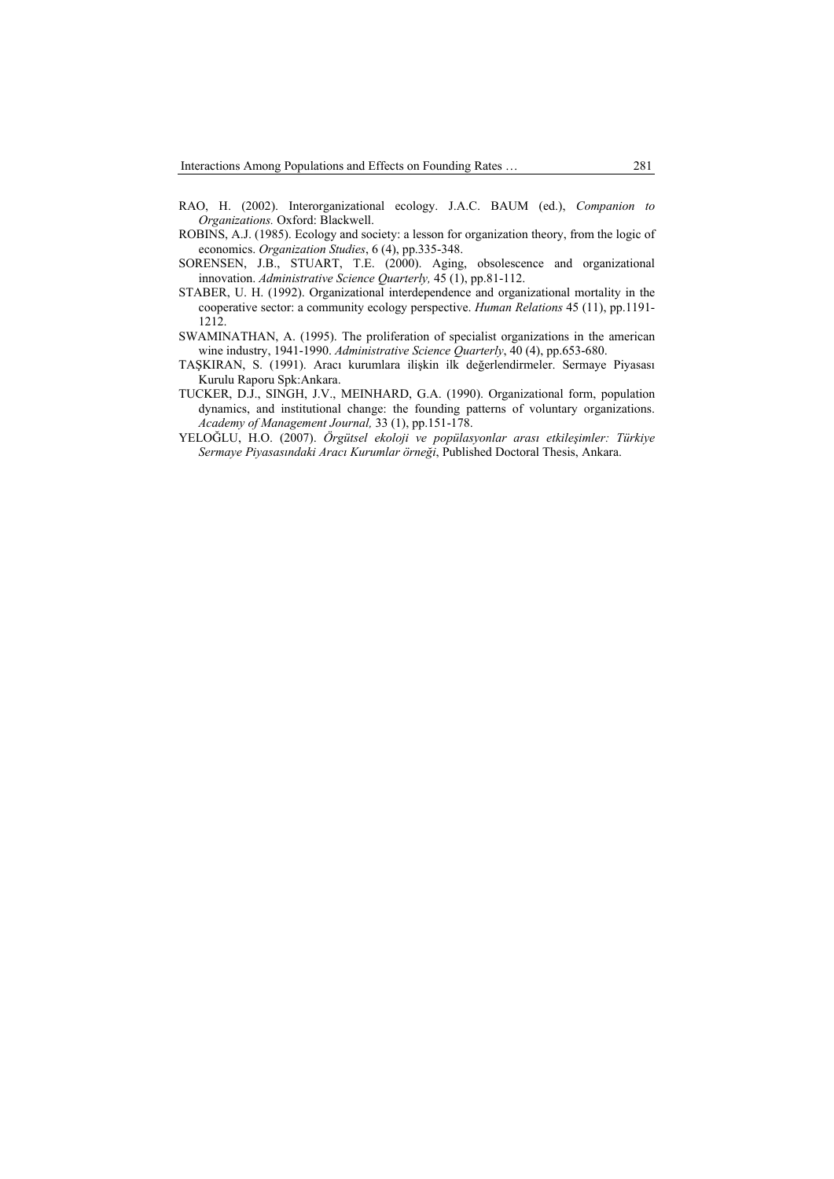RAO, H. (2002). Interorganizational ecology. J.A.C. BAUM (ed.), *Companion to Organizations.* Oxford: Blackwell.

ROBINS, A.J. (1985). Ecology and society: a lesson for organization theory, from the logic of economics. *Organization Studies*, 6 (4), pp.335-348.

SORENSEN, J.B., STUART, T.E. (2000). Aging, obsolescence and organizational innovation. *Administrative Science Quarterly,* 45 (1), pp.81-112.

STABER, U. H. (1992). Organizational interdependence and organizational mortality in the cooperative sector: a community ecology perspective. *Human Relations* 45 (11), pp.1191-1212.

SWAMINATHAN, A. (1995). The proliferation of specialist organizations in the american wine industry, 1941-1990. *Administrative Science Quarterly*, 40 (4), pp.653-680.

TAŞKIRAN, S. (1991). Aracı kurumlara ilişkin ilk değerlendirmeler. Sermaye Piyasası Kurulu Raporu Spk:Ankara.

TUCKER, D.J., SINGH, J.V., MEINHARD, G.A. (1990). Organizational form, population dynamics, and institutional change: the founding patterns of voluntary organizations. *Academy of Management Journal,* 33 (1), pp.151-178.

YELOĞLU, H.O. (2007). *Örgütsel ekoloji ve popülasyonlar arası etkileşimler: Türkiye Sermaye Piyasasındaki Aracı Kurumlar örneği*, Published Doctoral Thesis, Ankara.